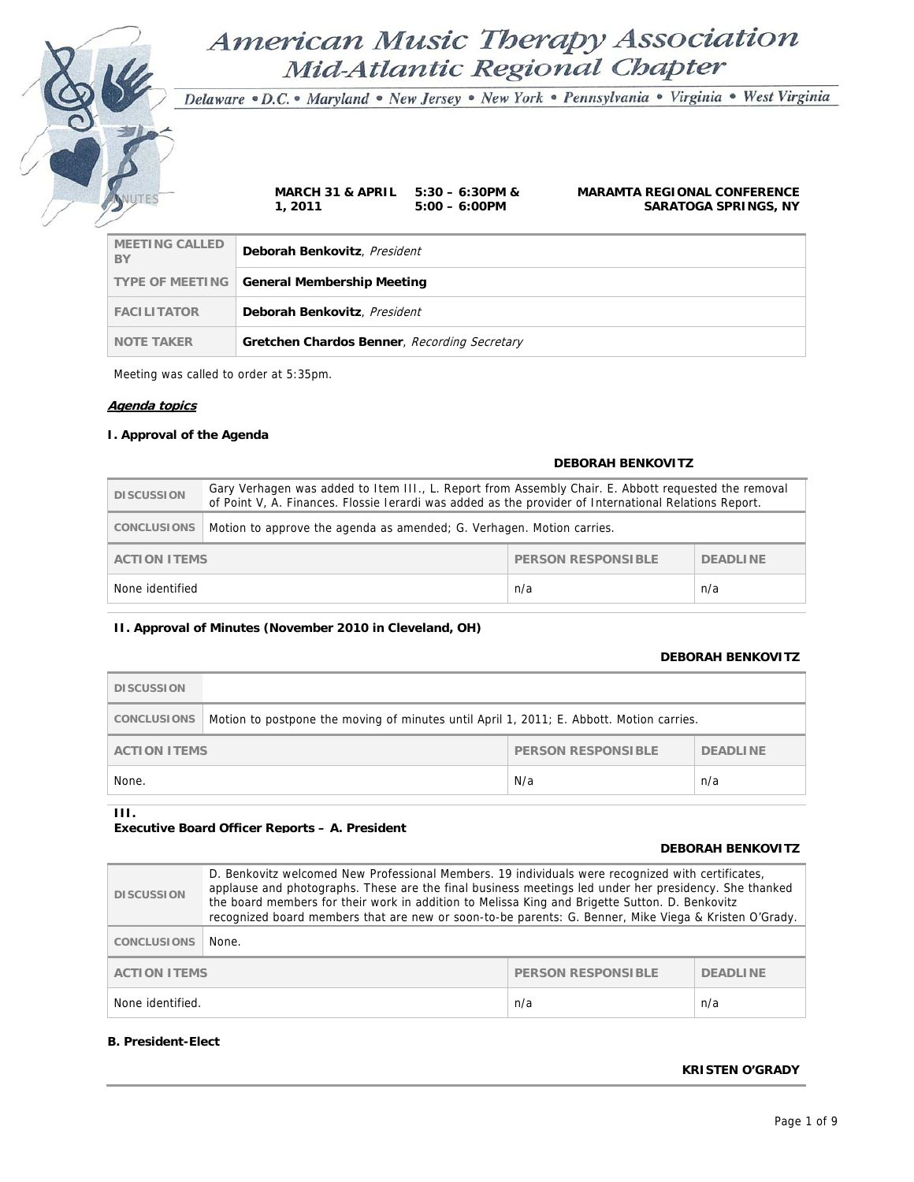# American Music Therapy Association
## Mid-Atlantic Regional Chapter

*Delaware • D.C. • Maryland • New Jersey • New York • Pennsylvania • Virginia • West Virginia*

MINUTES

**MARCH 31 & APRIL 1, 2011** | **5:30 – 6:30PM & 5:00 – 6:00PM** | **MARAMTA REGIONAL CONFERENCE SARATOGA SPRINGS, NY**

| | |
|---|---|
| MEETING CALLED BY | **Deborah Benkovitz**, *President* |
| TYPE OF MEETING | **General Membership Meeting** |
| FACILITATOR | **Deborah Benkovitz**, *President* |
| NOTE TAKER | **Gretchen Chardos Benner**, *Recording Secretary* |

Meeting was called to order at 5:35pm.

***Agenda topics***

### I. Approval of the Agenda

**DEBORAH BENKOVITZ**

| | |
|---|---|
| DISCUSSION | Gary Verhagen was added to Item III., L. Report from Assembly Chair. E. Abbott requested the removal of Point V, A. Finances. Flossie Ierardi was added as the provider of International Relations Report. |
| CONCLUSIONS | Motion to approve the agenda as amended; G. Verhagen. Motion carries. |

| ACTION ITEMS | PERSON RESPONSIBLE | DEADLINE |
|---|---|---|
| None identified | n/a | n/a |

### II. Approval of Minutes (November 2010 in Cleveland, OH)

**DEBORAH BENKOVITZ**

| | |
|---|---|
| DISCUSSION | |
| CONCLUSIONS | Motion to postpone the moving of minutes until April 1, 2011; E. Abbott. Motion carries. |

| ACTION ITEMS | PERSON RESPONSIBLE | DEADLINE |
|---|---|---|
| None. | N/a | n/a |

### III. Executive Board Officer Reports – A. President

**DEBORAH BENKOVITZ**

| | |
|---|---|
| DISCUSSION | D. Benkovitz welcomed New Professional Members. 19 individuals were recognized with certificates, applause and photographs. These are the final business meetings led under her presidency. She thanked the board members for their work in addition to Melissa King and Brigette Sutton. D. Benkovitz recognized board members that are new or soon-to-be parents: G. Benner, Mike Viega & Kristen O'Grady. |
| CONCLUSIONS | None. |

| ACTION ITEMS | PERSON RESPONSIBLE | DEADLINE |
|---|---|---|
| None identified. | n/a | n/a |

### B. President-Elect

**KRISTEN O'GRADY**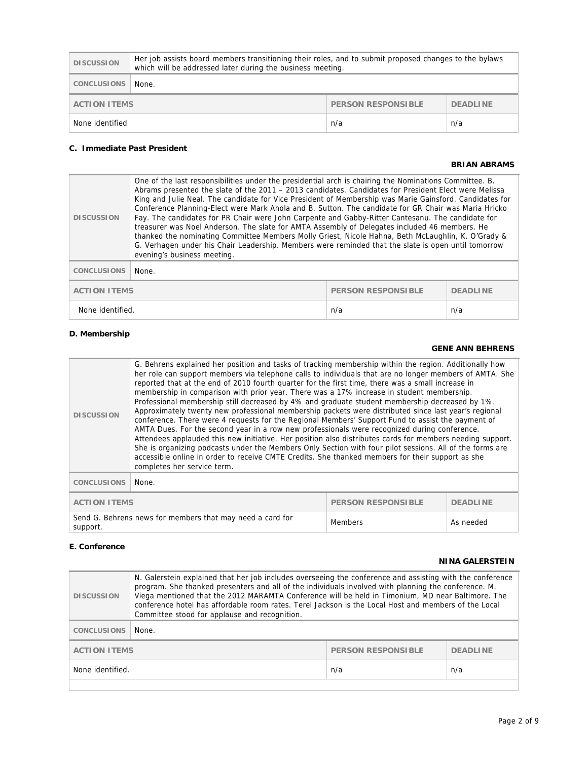| DISCUSSION | Her job assists board members transitioning their roles, and to submit proposed changes to the bylaws which will be addressed later during the business meeting. | | |
|---|---|---|---|
| CONCLUSIONS | None. | | |
| ACTION ITEMS | | PERSON RESPONSIBLE | DEADLINE |
| None identified | | n/a | n/a |

**C. Immediate Past President**

**BRIAN ABRAMS**

| DISCUSSION | One of the last responsibilities under the presidential arch is chairing the Nominations Committee. B. Abrams presented the slate of the 2011 – 2013 candidates. Candidates for President Elect were Melissa King and Julie Neal. The candidate for Vice President of Membership was Marie Gainsford. Candidates for Conference Planning-Elect were Mark Ahola and B. Sutton. The candidate for GR Chair was Maria Hricko Fay. The candidates for PR Chair were John Carpente and Gabby-Ritter Cantesanu. The candidate for treasurer was Noel Anderson. The slate for AMTA Assembly of Delegates included 46 members. He thanked the nominating Committee Members Molly Griest, Nicole Hahna, Beth McLaughlin, K. O'Grady & G. Verhagen under his Chair Leadership. Members were reminded that the slate is open until tomorrow evening's business meeting. | | |
|---|---|---|---|
| CONCLUSIONS | None. | | |
| ACTION ITEMS | | PERSON RESPONSIBLE | DEADLINE |
| None identified. | | n/a | n/a |

**D. Membership**

**GENE ANN BEHRENS**

| DISCUSSION | G. Behrens explained her position and tasks of tracking membership within the region. Additionally how her role can support members via telephone calls to individuals that are no longer members of AMTA. She reported that at the end of 2010 fourth quarter for the first time, there was a small increase in membership in comparison with prior year. There was a 17% increase in student membership. Professional membership still decreased by 4% and graduate student membership decreased by 1%. Approximately twenty new professional membership packets were distributed since last year's regional conference. There were 4 requests for the Regional Members' Support Fund to assist the payment of AMTA Dues. For the second year in a row new professionals were recognized during conference. Attendees applauded this new initiative. Her position also distributes cards for members needing support. She is organizing podcasts under the Members Only Section with four pilot sessions. All of the forms are accessible online in order to receive CMTE Credits. She thanked members for their support as she completes her service term. | | |
|---|---|---|---|
| CONCLUSIONS | None. | | |
| ACTION ITEMS | | PERSON RESPONSIBLE | DEADLINE |
| Send G. Behrens news for members that may need a card for support. | | Members | As needed |

**E. Conference**

**NINA GALERSTEIN**

| DISCUSSION | N. Galerstein explained that her job includes overseeing the conference and assisting with the conference program. She thanked presenters and all of the individuals involved with planning the conference. M. Viega mentioned that the 2012 MARAMTA Conference will be held in Timonium, MD near Baltimore. The conference hotel has affordable room rates. Terel Jackson is the Local Host and members of the Local Committee stood for applause and recognition. | | |
|---|---|---|---|
| CONCLUSIONS | None. | | |
| ACTION ITEMS | | PERSON RESPONSIBLE | DEADLINE |
| None identified. | | n/a | n/a |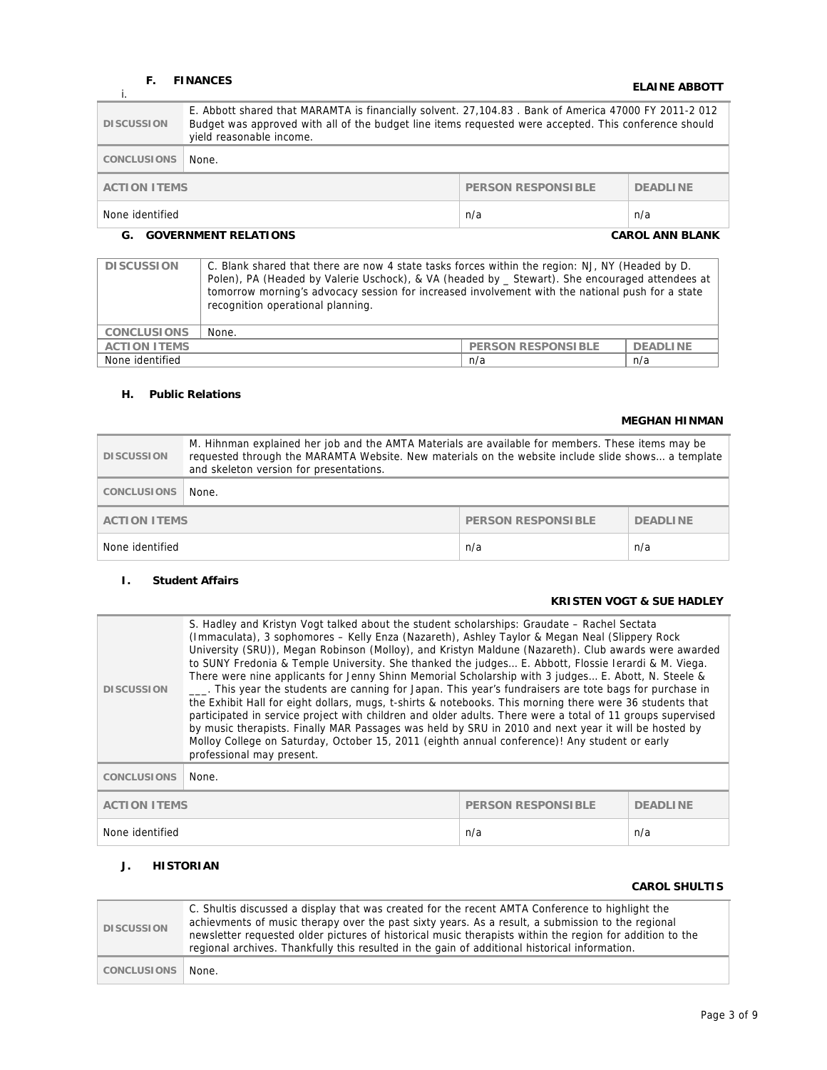### F. FINANCES

i.

**ELAINE ABBOTT**

| DISCUSSION | E. Abbott shared that MARAMTA is financially solvent. 27,104.83 . Bank of America 47000 FY 2011-2 012 Budget was approved with all of the budget line items requested were accepted. This conference should yield reasonable income. | | |
|---|---|---|---|
| CONCLUSIONS | None. | | |
| ACTION ITEMS | | PERSON RESPONSIBLE | DEADLINE |
| None identified | | n/a | n/a |

### G. GOVERNMENT RELATIONS

**CAROL ANN BLANK**

| DISCUSSION | C. Blank shared that there are now 4 state tasks forces within the region: NJ, NY (Headed by D. Polen), PA (Headed by Valerie Uschock), & VA (headed by _ Stewart). She encouraged attendees at tomorrow morning's advocacy session for increased involvement with the national push for a state recognition operational planning. | | |
|---|---|---|---|
| CONCLUSIONS | None. | | |
| ACTION ITEMS | | PERSON RESPONSIBLE | DEADLINE |
| None identified | | n/a | n/a |

### H. Public Relations

**MEGHAN HINMAN**

| DISCUSSION | M. Hihnman explained her job and the AMTA Materials are available for members. These items may be requested through the MARAMTA Website. New materials on the website include slide shows… a template and skeleton version for presentations. | | |
|---|---|---|---|
| CONCLUSIONS | None. | | |
| ACTION ITEMS | | PERSON RESPONSIBLE | DEADLINE |
| None identified | | n/a | n/a |

### I. Student Affairs

**KRISTEN VOGT & SUE HADLEY**

| DISCUSSION | S. Hadley and Kristyn Vogt talked about the student scholarships: Graudate – Rachel Sectata (Immaculata), 3 sophomores – Kelly Enza (Nazareth), Ashley Taylor & Megan Neal (Slippery Rock University (SRU)), Megan Robinson (Molloy), and Kristyn Maldune (Nazareth). Club awards were awarded to SUNY Fredonia & Temple University. She thanked the judges… E. Abbott, Flossie Ierardi & M. Viega. There were nine applicants for Jenny Shinn Memorial Scholarship with 3 judges… E. Abott, N. Steele & ___. This year the students are canning for Japan. This year's fundraisers are tote bags for purchase in the Exhibit Hall for eight dollars, mugs, t-shirts & notebooks. This morning there were 36 students that participated in service project with children and older adults. There were a total of 11 groups supervised by music therapists. Finally MAR Passages was held by SRU in 2010 and next year it will be hosted by Molloy College on Saturday, October 15, 2011 (eighth annual conference)! Any student or early professional may present. | | |
|---|---|---|---|
| CONCLUSIONS | None. | | |
| ACTION ITEMS | | PERSON RESPONSIBLE | DEADLINE |
| None identified | | n/a | n/a |

### J. HISTORIAN

**CAROL SHULTIS**

| DISCUSSION | C. Shultis discussed a display that was created for the recent AMTA Conference to highlight the achievments of music therapy over the past sixty years. As a result, a submission to the regional newsletter requested older pictures of historical music therapists within the region for addition to the regional archives. Thankfully this resulted in the gain of additional historical information. |
|---|---|
| CONCLUSIONS | None. |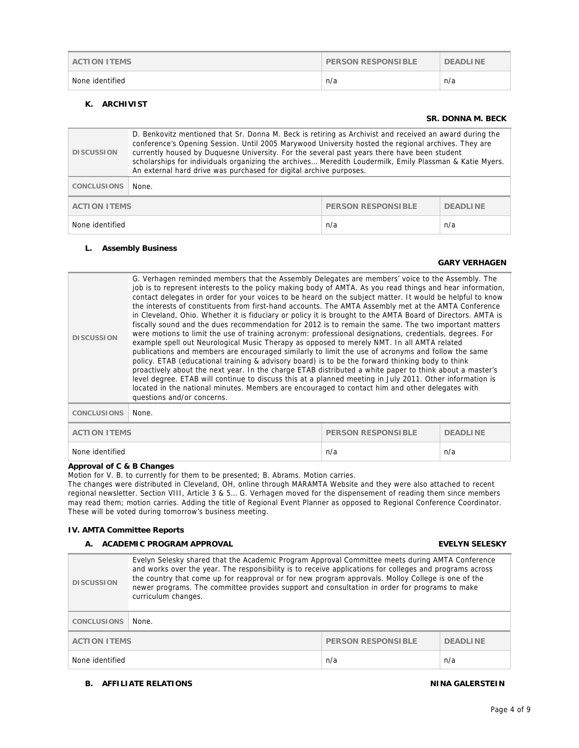| ACTION ITEMS | PERSON RESPONSIBLE | DEADLINE |
|---|---|---|
| None identified | n/a | n/a |

### K. ARCHIVIST

**SR. DONNA M. BECK**

| DISCUSSION | D. Benkovitz mentioned that Sr. Donna M. Beck is retiring as Archivist and received an award during the conference's Opening Session. Until 2005 Marywood University hosted the regional archives. They are currently housed by Duquesne University. For the several past years there have been student scholarships for individuals organizing the archives… Meredith Loudermilk, Emily Plassman & Katie Myers. An external hard drive was purchased for digital archive purposes. |
|---|---|
| CONCLUSIONS | None. |

| ACTION ITEMS | PERSON RESPONSIBLE | DEADLINE |
|---|---|---|
| None identified | n/a | n/a |

### L. Assembly Business

**GARY VERHAGEN**

| DISCUSSION | G. Verhagen reminded members that the Assembly Delegates are members' voice to the Assembly. The job is to represent interests to the policy making body of AMTA. As you read things and hear information, contact delegates in order for your voices to be heard on the subject matter. It would be helpful to know the interests of constituents from first-hand accounts. The AMTA Assembly met at the AMTA Conference in Cleveland, Ohio. Whether it is fiduciary or policy it is brought to the AMTA Board of Directors. AMTA is fiscally sound and the dues recommendation for 2012 is to remain the same. The two important matters were motions to limit the use of training acronym: professional designations, credentials, degrees. For example spell out Neurological Music Therapy as opposed to merely NMT. In all AMTA related publications and members are encouraged similarly to limit the use of acronyms and follow the same policy. ETAB (educational training & advisory board) is to be the forward thinking body to think proactively about the next year. In the charge ETAB distributed a white paper to think about a master's level degree. ETAB will continue to discuss this at a planned meeting in July 2011. Other information is located in the national minutes. Members are encouraged to contact him and other delegates with questions and/or concerns. |
|---|---|
| CONCLUSIONS | None. |

| ACTION ITEMS | PERSON RESPONSIBLE | DEADLINE |
|---|---|---|
| None identified | n/a | n/a |

**Approval of C & B Changes**

Motion for V. B. to currently for them to be presented; B. Abrams. Motion carries.

The changes were distributed in Cleveland, OH, online through MARAMTA Website and they were also attached to recent regional newsletter. Section VIII, Article 3 & 5… G. Verhagen moved for the dispensement of reading them since members may read them; motion carries. Adding the title of Regional Event Planner as opposed to Regional Conference Coordinator. These will be voted during tomorrow's business meeting.

## IV. AMTA Committee Reports

### A. ACADEMIC PROGRAM APPROVAL

**EVELYN SELESKY**

| DISCUSSION | Evelyn Selesky shared that the Academic Program Approval Committee meets during AMTA Conference and works over the year. The responsibility is to receive applications for colleges and programs across the country that come up for reapproval or for new program approvals. Molloy College is one of the newer programs. The committee provides support and consultation in order for programs to make curriculum changes. |
|---|---|
| CONCLUSIONS | None. |

| ACTION ITEMS | PERSON RESPONSIBLE | DEADLINE |
|---|---|---|
| None identified | n/a | n/a |

### B. AFFILIATE RELATIONS

**NINA GALERSTEIN**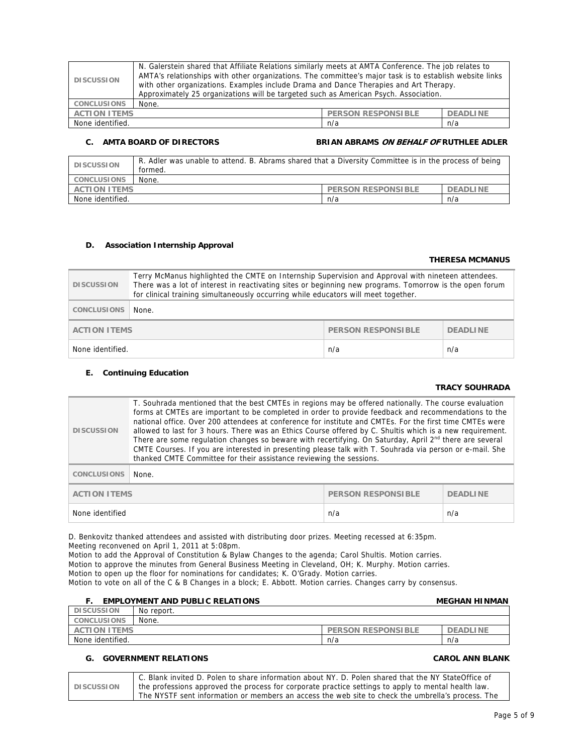| DISCUSSION | N. Galerstein shared that Affiliate Relations similarly meets at AMTA Conference. The job relates to AMTA's relationships with other organizations. The committee's major task is to establish website links with other organizations. Examples include Drama and Dance Therapies and Art Therapy. Approximately 25 organizations will be targeted such as American Psych. Association. | |
|---|---|---|
| CONCLUSIONS | None. | |
| ACTION ITEMS | PERSON RESPONSIBLE | DEADLINE |
| None identified. | n/a | n/a |

### C. AMTA BOARD OF DIRECTORS — BRIAN ABRAMS *ON BEHALF OF* RUTHLEE ADLER

| DISCUSSION | R. Adler was unable to attend. B. Abrams shared that a Diversity Committee is in the process of being formed. | |
|---|---|---|
| CONCLUSIONS | None. | |
| ACTION ITEMS | PERSON RESPONSIBLE | DEADLINE |
| None identified. | n/a | n/a |

### D. Association Internship Approval

**THERESA MCMANUS**

| DISCUSSION | Terry McManus highlighted the CMTE on Internship Supervision and Approval with nineteen attendees. There was a lot of interest in reactivating sites or beginning new programs. Tomorrow is the open forum for clinical training simultaneously occurring while educators will meet together. | |
|---|---|---|
| CONCLUSIONS | None. | |
| ACTION ITEMS | PERSON RESPONSIBLE | DEADLINE |
| None identified. | n/a | n/a |

### E. Continuing Education

**TRACY SOUHRADA**

| DISCUSSION | T. Souhrada mentioned that the best CMTEs in regions may be offered nationally. The course evaluation forms at CMTEs are important to be completed in order to provide feedback and recommendations to the national office. Over 200 attendees at conference for institute and CMTEs. For the first time CMTEs were allowed to last for 3 hours. There was an Ethics Course offered by C. Shultis which is a new requirement. There are some regulation changes so beware with recertifying. On Saturday, April 2nd there are several CMTE Courses. If you are interested in presenting please talk with T. Souhrada via person or e-mail. She thanked CMTE Committee for their assistance reviewing the sessions. | |
|---|---|---|
| CONCLUSIONS | None. | |
| ACTION ITEMS | PERSON RESPONSIBLE | DEADLINE |
| None identified | n/a | n/a |

D. Benkovitz thanked attendees and assisted with distributing door prizes. Meeting recessed at 6:35pm.
Meeting reconvened on April 1, 2011 at 5:08pm.
Motion to add the Approval of Constitution & Bylaw Changes to the agenda; Carol Shultis. Motion carries.
Motion to approve the minutes from General Business Meeting in Cleveland, OH; K. Murphy. Motion carries.
Motion to open up the floor for nominations for candidates; K. O'Grady. Motion carries.
Motion to vote on all of the C & B Changes in a block; E. Abbott. Motion carries. Changes carry by consensus.

### F. EMPLOYMENT AND PUBLIC RELATIONS — MEGHAN HINMAN

| DISCUSSION | No report. | |
|---|---|---|
| CONCLUSIONS | None. | |
| ACTION ITEMS | PERSON RESPONSIBLE | DEADLINE |
| None identified. | n/a | n/a |

### G. GOVERNMENT RELATIONS — CAROL ANN BLANK

| DISCUSSION | C. Blank invited D. Polen to share information about NY. D. Polen shared that the NY StateOffice of the professions approved the process for corporate practice settings to apply to mental health law. The NYSTF sent information or members an access the web site to check the umbrella's process. The |
|---|---|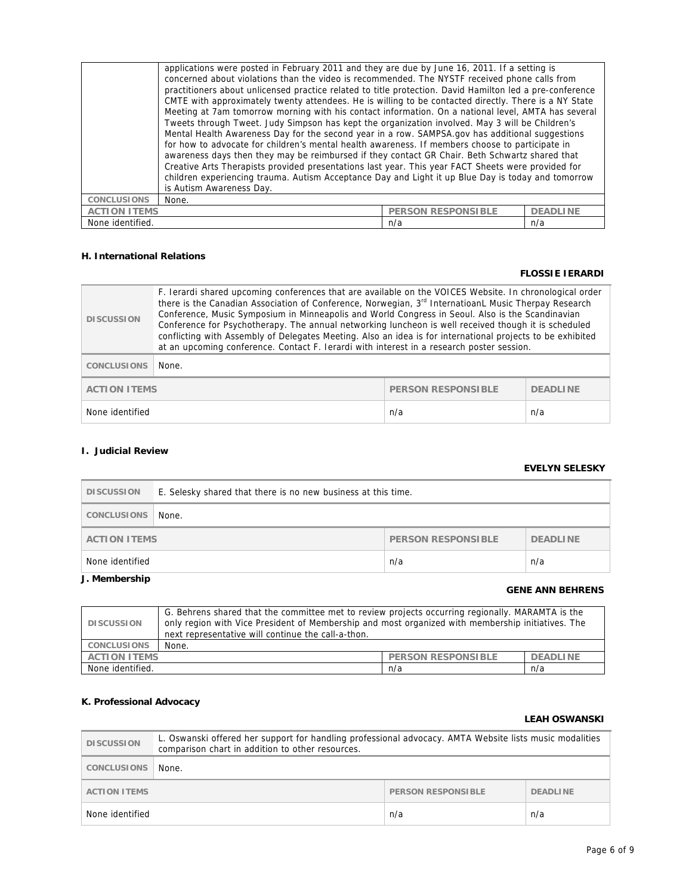| | applications were posted in February 2011 and they are due by June 16, 2011. If a setting is concerned about violations than the video is recommended. The NYSTF received phone calls from practitioners about unlicensed practice related to title protection. David Hamilton led a pre-conference CMTE with approximately twenty attendees. He is willing to be contacted directly. There is a NY State Meeting at 7am tomorrow morning with his contact information. On a national level, AMTA has several Tweets through Tweet. Judy Simpson has kept the organization involved. May 3 will be Children's Mental Health Awareness Day for the second year in a row. SAMPSA.gov has additional suggestions for how to advocate for children's mental health awareness. If members choose to participate in awareness days then they may be reimbursed if they contact GR Chair. Beth Schwartz shared that Creative Arts Therapists provided presentations last year. This year FACT Sheets were provided for children experiencing trauma. Autism Acceptance Day and Light it up Blue Day is today and tomorrow is Autism Awareness Day. | | |
|---|---|---|---|
| CONCLUSIONS | None. | | |
| ACTION ITEMS | | PERSON RESPONSIBLE | DEADLINE |
| None identified. | | n/a | n/a |

**H. International Relations**

**FLOSSIE IERARDI**

| DISCUSSION | F. Ierardi shared upcoming conferences that are available on the VOICES Website. In chronological order there is the Canadian Association of Conference, Norwegian, 3rd InternatioanL Music Therpay Research Conference, Music Symposium in Minneapolis and World Congress in Seoul. Also is the Scandinavian Conference for Psychotherapy. The annual networking luncheon is well received though it is scheduled conflicting with Assembly of Delegates Meeting. Also an idea is for international projects to be exhibited at an upcoming conference. Contact F. Ierardi with interest in a research poster session. | | |
|---|---|---|---|
| CONCLUSIONS | None. | | |
| ACTION ITEMS | | PERSON RESPONSIBLE | DEADLINE |
| None identified | | n/a | n/a |

**I. Judicial Review**

**EVELYN SELESKY**

| DISCUSSION | E. Selesky shared that there is no new business at this time. | | |
|---|---|---|---|
| CONCLUSIONS | None. | | |
| ACTION ITEMS | | PERSON RESPONSIBLE | DEADLINE |
| None identified | | n/a | n/a |

**J. Membership**

**GENE ANN BEHRENS**

| DISCUSSION | G. Behrens shared that the committee met to review projects occurring regionally. MARAMTA is the only region with Vice President of Membership and most organized with membership initiatives. The next representative will continue the call-a-thon. | | |
|---|---|---|---|
| CONCLUSIONS | None. | | |
| ACTION ITEMS | | PERSON RESPONSIBLE | DEADLINE |
| None identified. | | n/a | n/a |

**K. Professional Advocacy**

**LEAH OSWANSKI**

| DISCUSSION | L. Oswanski offered her support for handling professional advocacy. AMTA Website lists music modalities comparison chart in addition to other resources. | | |
|---|---|---|---|
| CONCLUSIONS | None. | | |
| ACTION ITEMS | | PERSON RESPONSIBLE | DEADLINE |
| None identified | | n/a | n/a |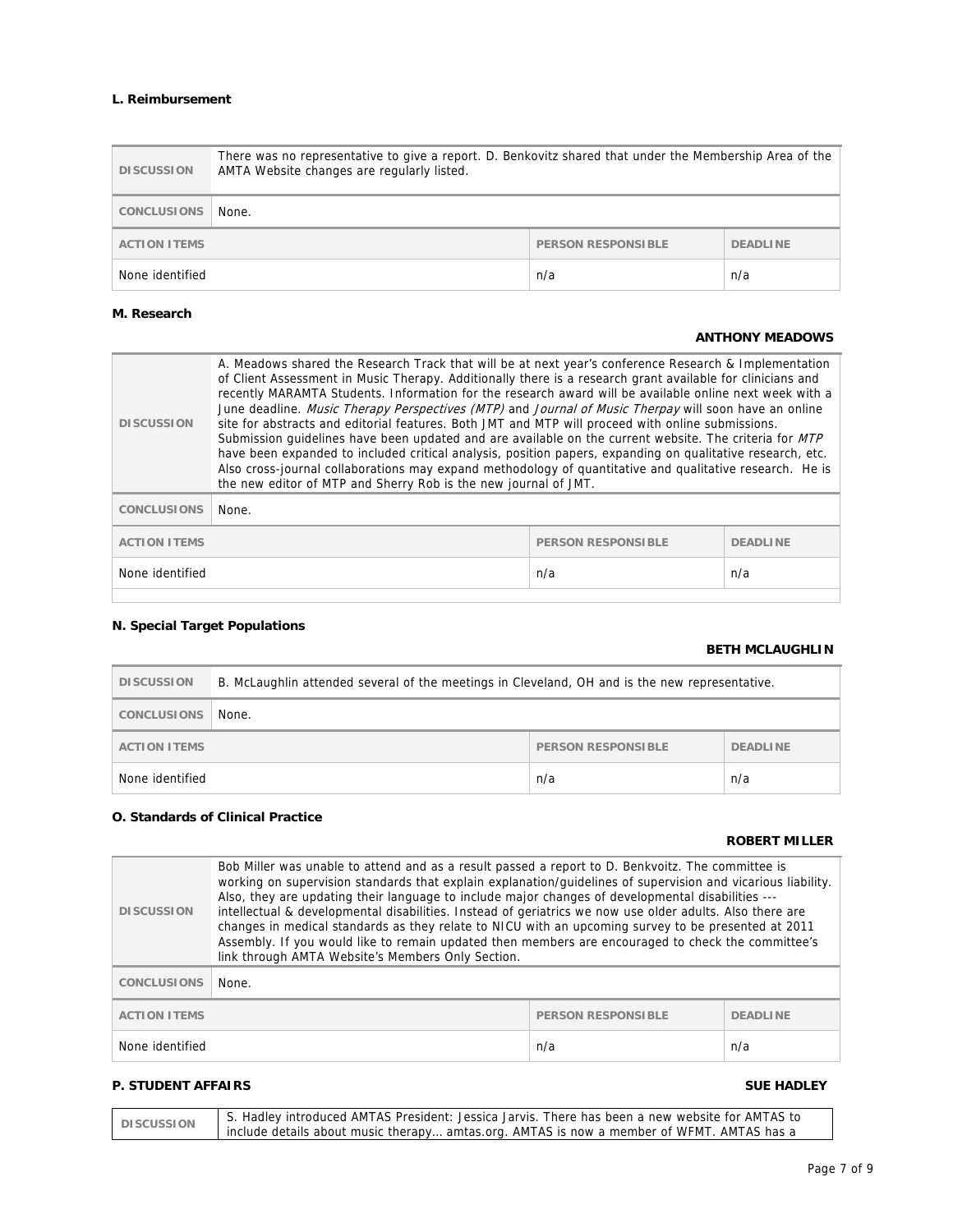**L. Reimbursement**

| DISCUSSION | There was no representative to give a report. D. Benkovitz shared that under the Membership Area of the AMTA Website changes are regularly listed. | |
|---|---|---|
| CONCLUSIONS | None. | |
| ACTION ITEMS | PERSON RESPONSIBLE | DEADLINE |
| None identified | n/a | n/a |

**M. Research**

**ANTHONY MEADOWS**

| DISCUSSION | A. Meadows shared the Research Track that will be at next year's conference Research & Implementation of Client Assessment in Music Therapy. Additionally there is a research grant available for clinicians and recently MARAMTA Students. Information for the research award will be available online next week with a June deadline. *Music Therapy Perspectives (MTP)* and *Journal of Music Therpay* will soon have an online site for abstracts and editorial features. Both JMT and MTP will proceed with online submissions. Submission guidelines have been updated and are available on the current website. The criteria for *MTP* have been expanded to included critical analysis, position papers, expanding on qualitative research, etc. Also cross-journal collaborations may expand methodology of quantitative and qualitative research. He is the new editor of MTP and Sherry Rob is the new journal of JMT. | |
|---|---|---|
| CONCLUSIONS | None. | |
| ACTION ITEMS | PERSON RESPONSIBLE | DEADLINE |
| None identified | n/a | n/a |

**N. Special Target Populations**

**BETH MCLAUGHLIN**

| DISCUSSION | B. McLaughlin attended several of the meetings in Cleveland, OH and is the new representative. | |
|---|---|---|
| CONCLUSIONS | None. | |
| ACTION ITEMS | PERSON RESPONSIBLE | DEADLINE |
| None identified | n/a | n/a |

**O. Standards of Clinical Practice**

**ROBERT MILLER**

| DISCUSSION | Bob Miller was unable to attend and as a result passed a report to D. Benkvoitz. The committee is working on supervision standards that explain explanation/guidelines of supervision and vicarious liability. Also, they are updating their language to include major changes of developmental disabilities --- intellectual & developmental disabilities. Instead of geriatrics we now use older adults. Also there are changes in medical standards as they relate to NICU with an upcoming survey to be presented at 2011 Assembly. If you would like to remain updated then members are encouraged to check the committee's link through AMTA Website's Members Only Section. | |
|---|---|---|
| CONCLUSIONS | None. | |
| ACTION ITEMS | PERSON RESPONSIBLE | DEADLINE |
| None identified | n/a | n/a |

**P. STUDENT AFFAIRS** **SUE HADLEY**

| DISCUSSION | S. Hadley introduced AMTAS President: Jessica Jarvis. There has been a new website for AMTAS to include details about music therapy… amtas.org. AMTAS is now a member of WFMT. AMTAS has a |
|---|---|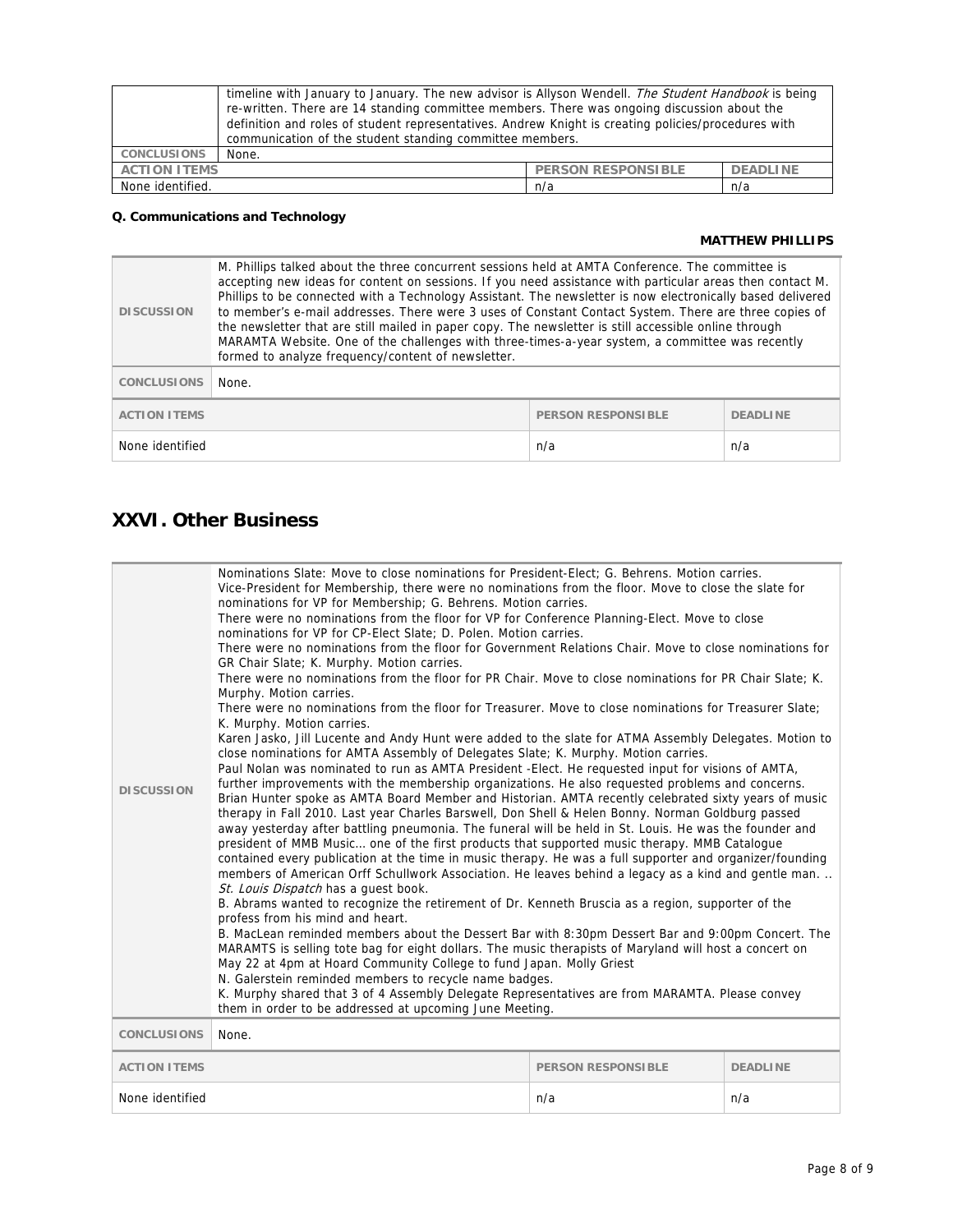| | timeline with January to January. The new advisor is Allyson Wendell. *The Student Handbook* is being re-written. There are 14 standing committee members. There was ongoing discussion about the definition and roles of student representatives. Andrew Knight is creating policies/procedures with communication of the student standing committee members. | | |
|---|---|---|---|
| CONCLUSIONS | None. | | |
| ACTION ITEMS | | PERSON RESPONSIBLE | DEADLINE |
| None identified. | | n/a | n/a |

**Q. Communications and Technology**

**MATTHEW PHILLIPS**

| DISCUSSION | M. Phillips talked about the three concurrent sessions held at AMTA Conference. The committee is accepting new ideas for content on sessions. If you need assistance with particular areas then contact M. Phillips to be connected with a Technology Assistant. The newsletter is now electronically based delivered to member's e-mail addresses. There were 3 uses of Constant Contact System. There are three copies of the newsletter that are still mailed in paper copy. The newsletter is still accessible online through MARAMTA Website. One of the challenges with three-times-a-year system, a committee was recently formed to analyze frequency/content of newsletter. | | |
|---|---|---|---|
| CONCLUSIONS | None. | | |
| ACTION ITEMS | | PERSON RESPONSIBLE | DEADLINE |
| None identified | | n/a | n/a |

# XXVI. Other Business

| DISCUSSION | Nominations Slate: Move to close nominations for President-Elect; G. Behrens. Motion carries.<br>Vice-President for Membership, there were no nominations from the floor. Move to close the slate for nominations for VP for Membership; G. Behrens. Motion carries.<br>There were no nominations from the floor for VP for Conference Planning-Elect. Move to close nominations for VP for CP-Elect Slate; D. Polen. Motion carries.<br>There were no nominations from the floor for Government Relations Chair. Move to close nominations for GR Chair Slate; K. Murphy. Motion carries.<br>There were no nominations from the floor for PR Chair. Move to close nominations for PR Chair Slate; K. Murphy. Motion carries.<br>There were no nominations from the floor for Treasurer. Move to close nominations for Treasurer Slate; K. Murphy. Motion carries.<br>Karen Jasko, Jill Lucente and Andy Hunt were added to the slate for ATMA Assembly Delegates. Motion to close nominations for AMTA Assembly of Delegates Slate; K. Murphy. Motion carries.<br>Paul Nolan was nominated to run as AMTA President -Elect. He requested input for visions of AMTA, further improvements with the membership organizations. He also requested problems and concerns.<br>Brian Hunter spoke as AMTA Board Member and Historian. AMTA recently celebrated sixty years of music therapy in Fall 2010. Last year Charles Barswell, Don Shell & Helen Bonny. Norman Goldburg passed away yesterday after battling pneumonia. The funeral will be held in St. Louis. He was the founder and president of MMB Music… one of the first products that supported music therapy. MMB Catalogue contained every publication at the time in music therapy. He was a full supporter and organizer/founding members of American Orff Schullwork Association. He leaves behind a legacy as a kind and gentle man. .. *St. Louis Dispatch* has a guest book.<br>B. Abrams wanted to recognize the retirement of Dr. Kenneth Bruscia as a region, supporter of the profess from his mind and heart.<br>B. MacLean reminded members about the Dessert Bar with 8:30pm Dessert Bar and 9:00pm Concert. The MARAMTS is selling tote bag for eight dollars. The music therapists of Maryland will host a concert on May 22 at 4pm at Hoard Community College to fund Japan. Molly Griest<br>N. Galerstein reminded members to recycle name badges.<br>K. Murphy shared that 3 of 4 Assembly Delegate Representatives are from MARAMTA. Please convey them in order to be addressed at upcoming June Meeting. | | |
|---|---|---|---|
| CONCLUSIONS | None. | | |
| ACTION ITEMS | | PERSON RESPONSIBLE | DEADLINE |
| None identified | | n/a | n/a |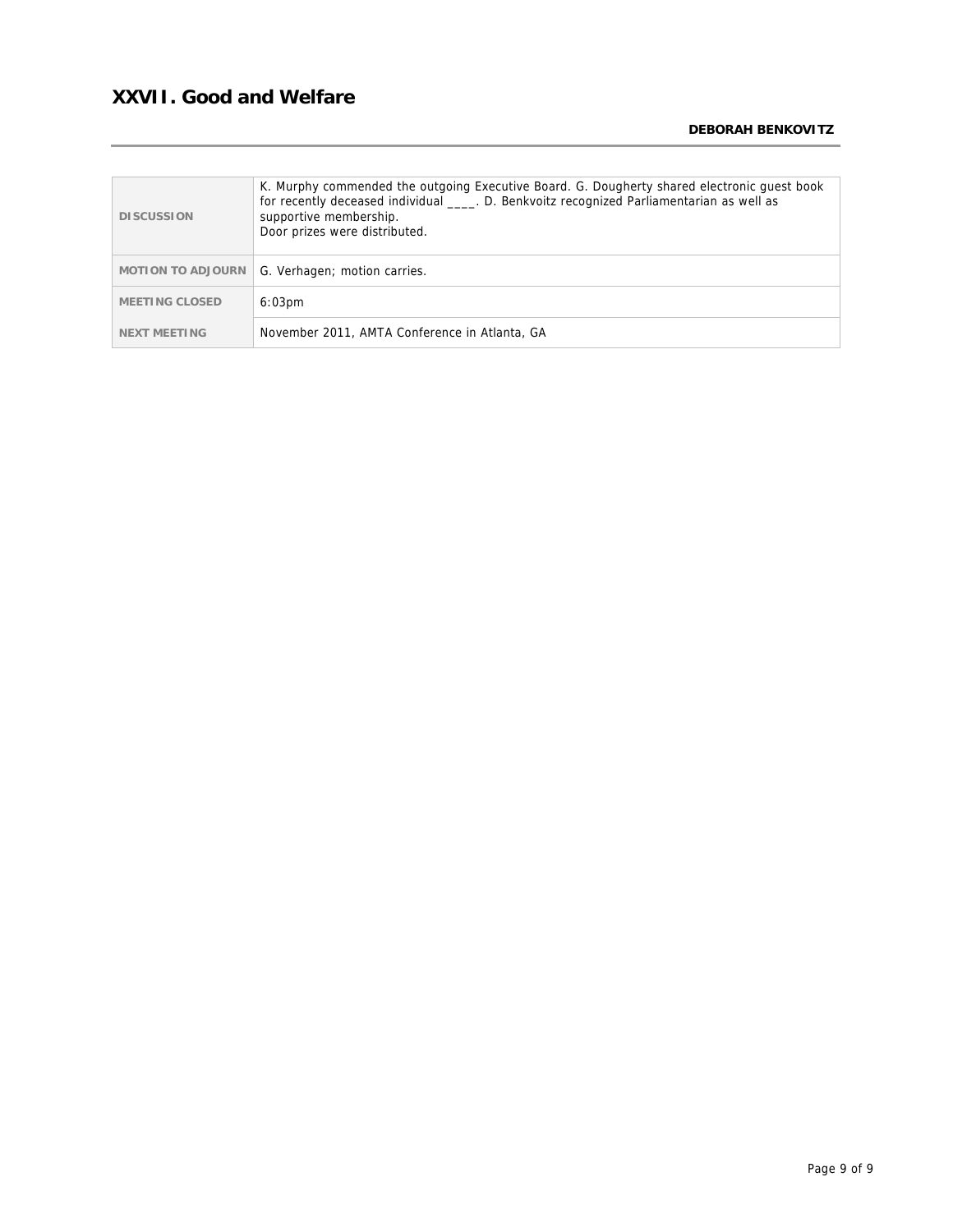## XXVII. Good and Welfare

**DEBORAH BENKOVITZ**

| | |
|---|---|
| DISCUSSION | K. Murphy commended the outgoing Executive Board. G. Dougherty shared electronic guest book for recently deceased individual ____. D. Benkvoitz recognized Parliamentarian as well as supportive membership.<br>Door prizes were distributed. |
| MOTION TO ADJOURN | G. Verhagen; motion carries. |
| MEETING CLOSED | 6:03pm |
| NEXT MEETING | November 2011, AMTA Conference in Atlanta, GA |